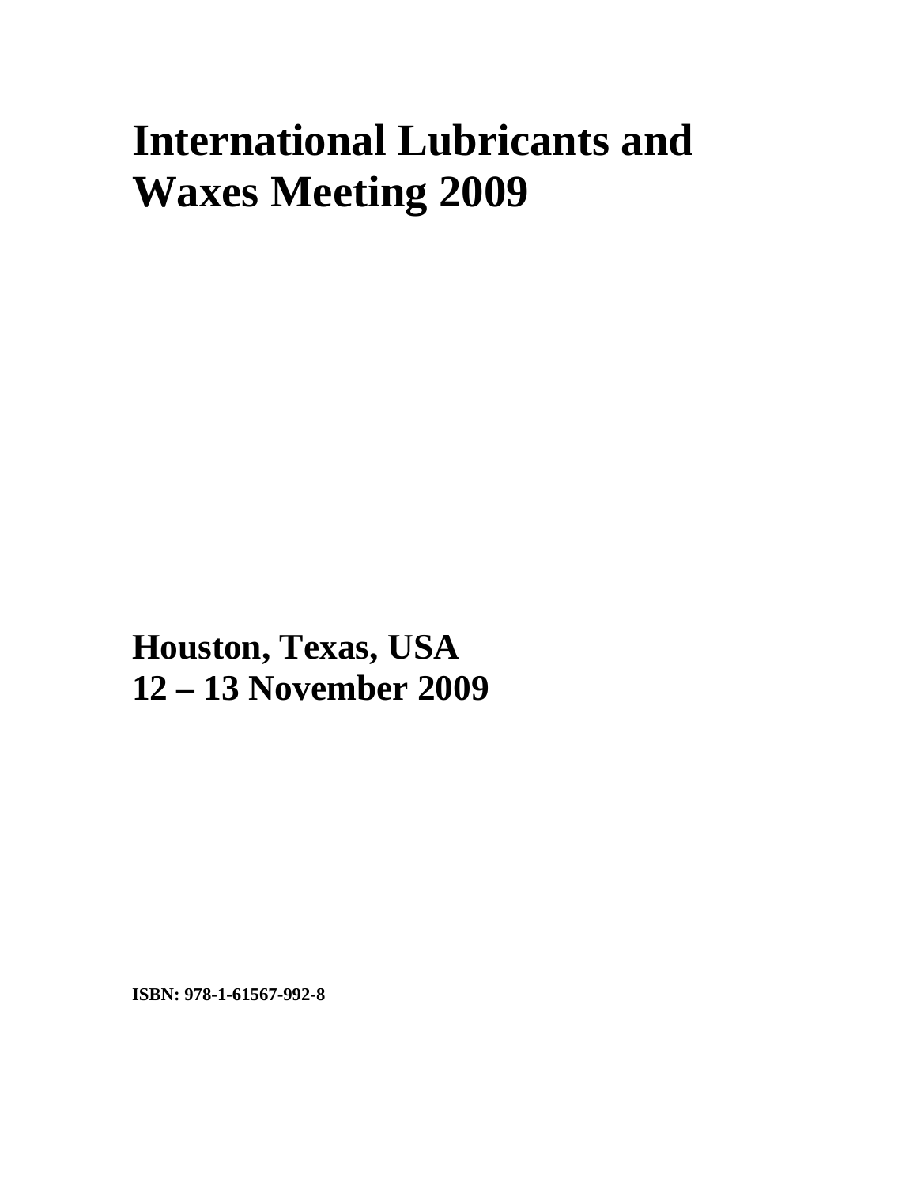# International Lubricants and Waxes Meeting 2009

## Houston, Texas, USA
## 12 – 13 November 2009

**ISBN: 978-1-61567-992-8**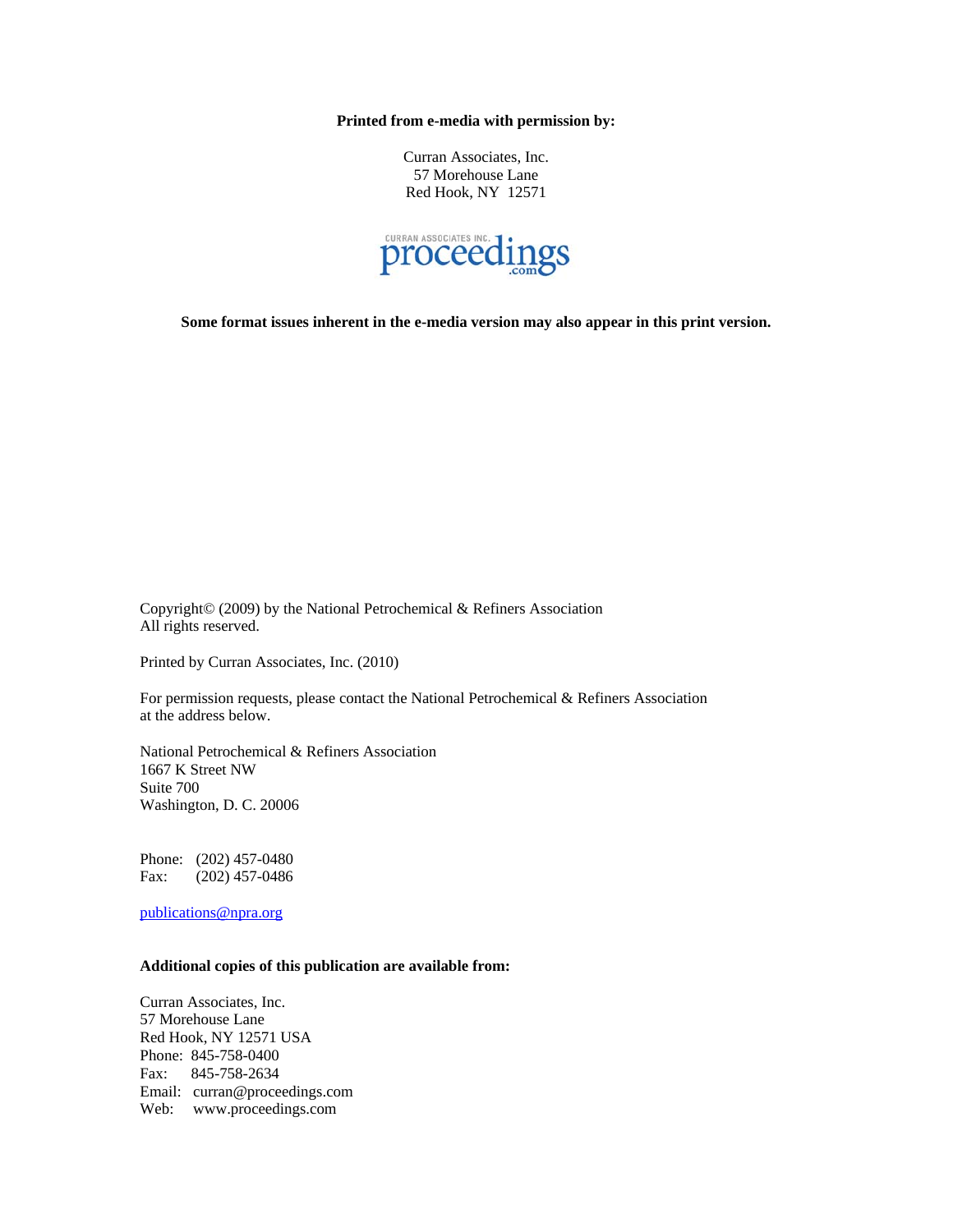**Printed from e-media with permission by:**

Curran Associates, Inc.
57 Morehouse Lane
Red Hook, NY 12571

CURRAN ASSOCIATES INC. proceedings.com

**Some format issues inherent in the e-media version may also appear in this print version.**

Copyright© (2009) by the National Petrochemical & Refiners Association
All rights reserved.

Printed by Curran Associates, Inc. (2010)

For permission requests, please contact the National Petrochemical & Refiners Association at the address below.

National Petrochemical & Refiners Association
1667 K Street NW
Suite 700
Washington, D. C. 20006

Phone: (202) 457-0480
Fax: (202) 457-0486

publications@npra.org

**Additional copies of this publication are available from:**

Curran Associates, Inc.
57 Morehouse Lane
Red Hook, NY 12571 USA
Phone: 845-758-0400
Fax: 845-758-2634
Email: curran@proceedings.com
Web: www.proceedings.com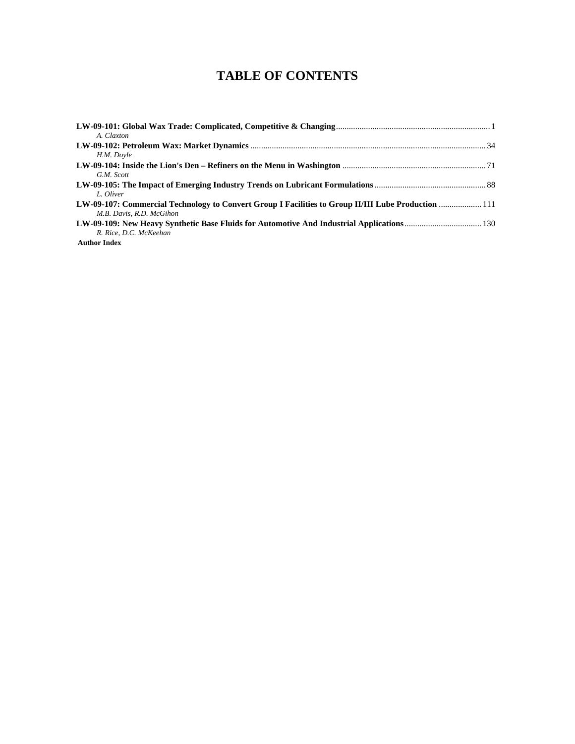# TABLE OF CONTENTS

**LW-09-101: Global Wax Trade: Complicated, Competitive & Changing** ........ 1
*A. Claxton*

**LW-09-102: Petroleum Wax: Market Dynamics** ........ 34
*H.M. Doyle*

**LW-09-104: Inside the Lion's Den – Refiners on the Menu in Washington** ........ 71
*G.M. Scott*

**LW-09-105: The Impact of Emerging Industry Trends on Lubricant Formulations** ........ 88
*L. Oliver*

**LW-09-107: Commercial Technology to Convert Group I Facilities to Group II/III Lube Production** ........ 111
*M.B. Davis, R.D. McGihon*

**LW-09-109: New Heavy Synthetic Base Fluids for Automotive And Industrial Applications** ........ 130
*R. Rice, D.C. McKeehan*

**Author Index**